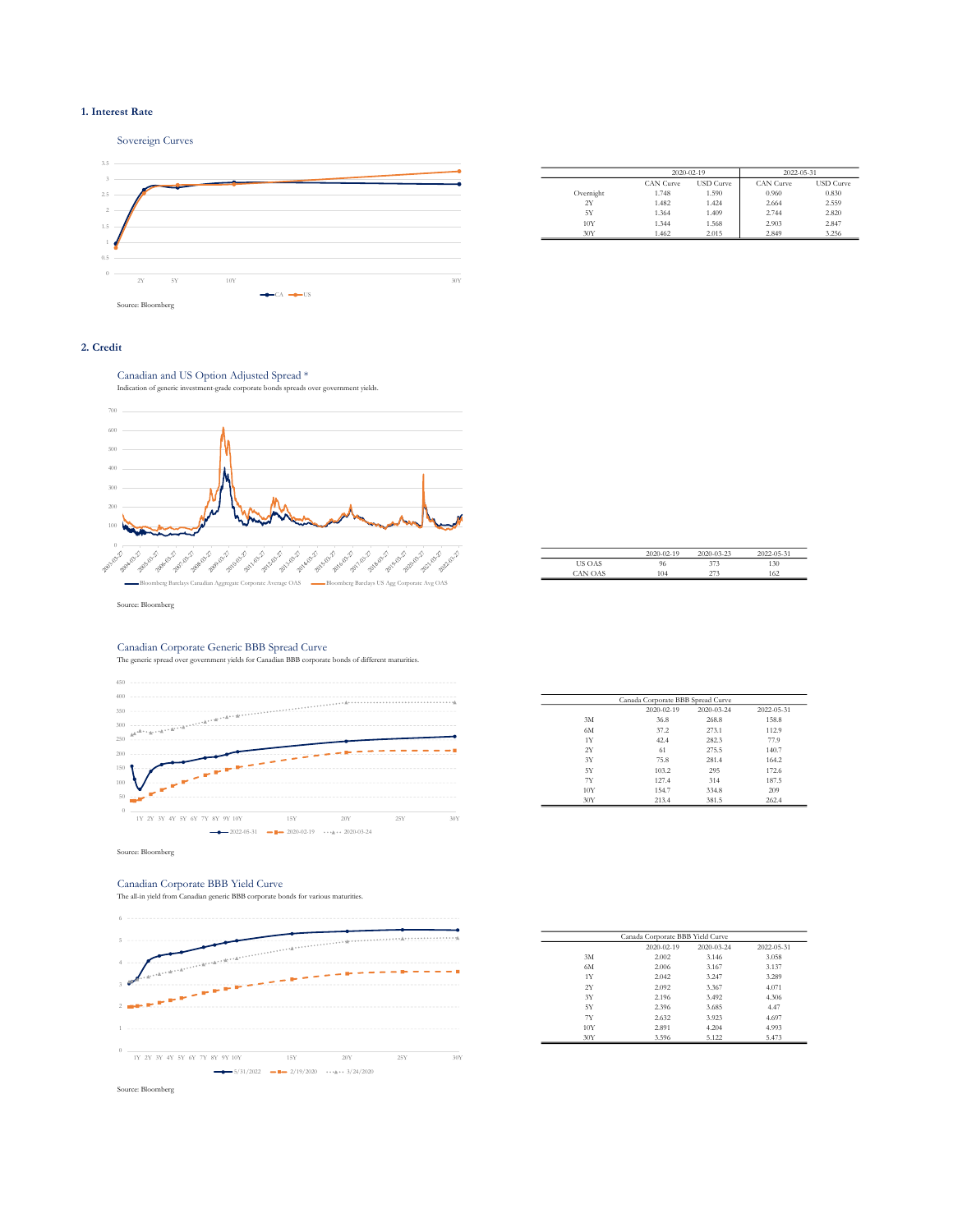## 1. Interest Rate

### Sovereign Curves

Source: Bloomberg

| | 2020-02-19 | | 2022-05-31 | |
|---|---|---|---|---|
| | CAN Curve | USD Curve | CAN Curve | USD Curve |
| Overnight | 1.748 | 1.590 | 0.960 | 0.830 |
| 2Y | 1.482 | 1.424 | 2.664 | 2.559 |
| 5Y | 1.364 | 1.409 | 2.744 | 2.820 |
| 10Y | 1.344 | 1.568 | 2.903 | 2.847 |
| 30Y | 1.462 | 2.015 | 2.849 | 3.256 |

## 2. Credit

### Canadian and US Option Adjusted Spread *

Indication of generic investment-grade corporate bonds spreads over government yields.

Source: Bloomberg

| | 2020-02-19 | 2020-03-23 | 2022-05-31 |
|---|---|---|---|
| US OAS | 96 | 373 | 130 |
| CAN OAS | 104 | 273 | 162 |

### Canadian Corporate Generic BBB Spread Curve

The generic spread over government yields for Canadian BBB corporate bonds of different maturities.

Source: Bloomberg

| Canada Corporate BBB Spread Curve | | | |
|---|---|---|---|
| | 2020-02-19 | 2020-03-24 | 2022-05-31 |
| 3M | 36.8 | 268.8 | 158.8 |
| 6M | 37.2 | 273.1 | 112.9 |
| 1Y | 42.4 | 282.3 | 77.9 |
| 2Y | 61 | 275.5 | 140.7 |
| 3Y | 75.8 | 281.4 | 164.2 |
| 5Y | 103.2 | 295 | 172.6 |
| 7Y | 127.4 | 314 | 187.5 |
| 10Y | 154.7 | 334.8 | 209 |
| 30Y | 213.4 | 381.5 | 262.4 |

### Canadian Corporate BBB Yield Curve

The all-in yield from Canadian generic BBB corporate bonds for various maturities.

Source: Bloomberg

| Canada Corporate BBB Yield Curve | | | |
|---|---|---|---|
| | 2020-02-19 | 2020-03-24 | 2022-05-31 |
| 3M | 2.002 | 3.146 | 3.058 |
| 6M | 2.006 | 3.167 | 3.137 |
| 1Y | 2.042 | 3.247 | 3.289 |
| 2Y | 2.092 | 3.367 | 4.071 |
| 3Y | 2.196 | 3.492 | 4.306 |
| 5Y | 2.396 | 3.685 | 4.47 |
| 7Y | 2.632 | 3.923 | 4.697 |
| 10Y | 2.891 | 4.204 | 4.993 |
| 30Y | 3.596 | 5.122 | 5.473 |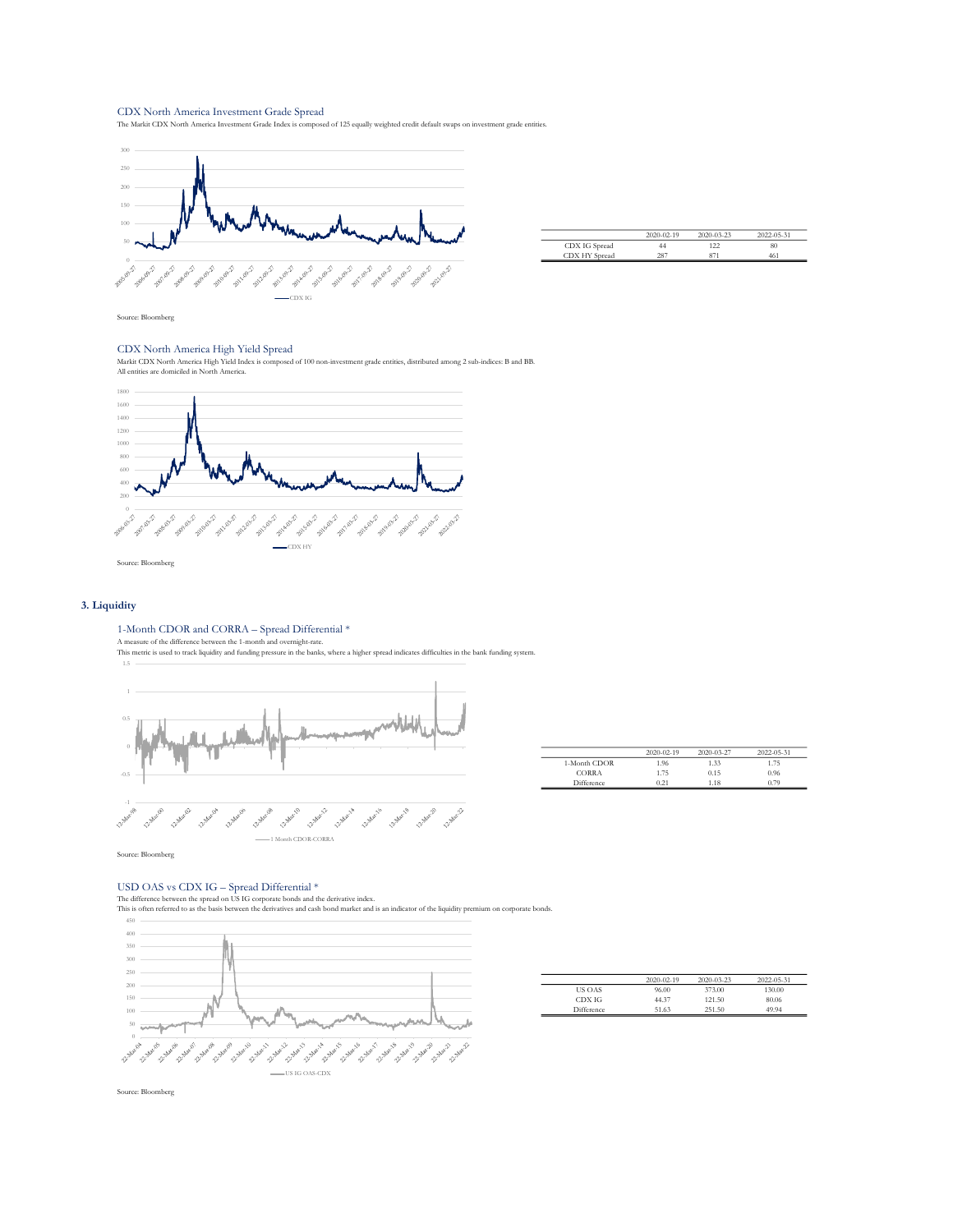CDX North America Investment Grade Spread

The Markit CDX North America Investment Grade Index is composed of 125 equally weighted credit default swaps on investment grade entities.

| | 2020-02-19 | 2020-03-23 | 2022-05-31 |
|---|---|---|---|
| CDX IG Spread | 44 | 122 | 80 |
| CDX HY Spread | 287 | 871 | 461 |

Source: Bloomberg

CDX North America High Yield Spread

Markit CDX North America High Yield Index is composed of 100 non-investment grade entities, distributed among 2 sub-indices: B and BB. All entities are domiciled in North America.

Source: Bloomberg

## 3. Liquidity

1-Month CDOR and CORRA – Spread Differential *

A measure of the difference between the 1-month and overnight-rate.

This metric is used to track liquidity and funding pressure in the banks, where a higher spread indicates difficulties in the bank funding system.

| | 2020-02-19 | 2020-03-27 | 2022-05-31 |
|---|---|---|---|
| 1-Month CDOR | 1.96 | 1.33 | 1.75 |
| CORRA | 1.75 | 0.15 | 0.96 |
| Difference | 0.21 | 1.18 | 0.79 |

Source: Bloomberg

USD OAS vs CDX IG – Spread Differential *

The difference between the spread on US IG corporate bonds and the derivative index.

This is often referred to as the basis between the derivatives and cash bond market and is an indicator of the liquidity premium on corporate bonds.

| | 2020-02-19 | 2020-03-23 | 2022-05-31 |
|---|---|---|---|
| US OAS | 96.00 | 373.00 | 130.00 |
| CDX IG | 44.37 | 121.50 | 80.06 |
| Difference | 51.63 | 251.50 | 49.94 |

Source: Bloomberg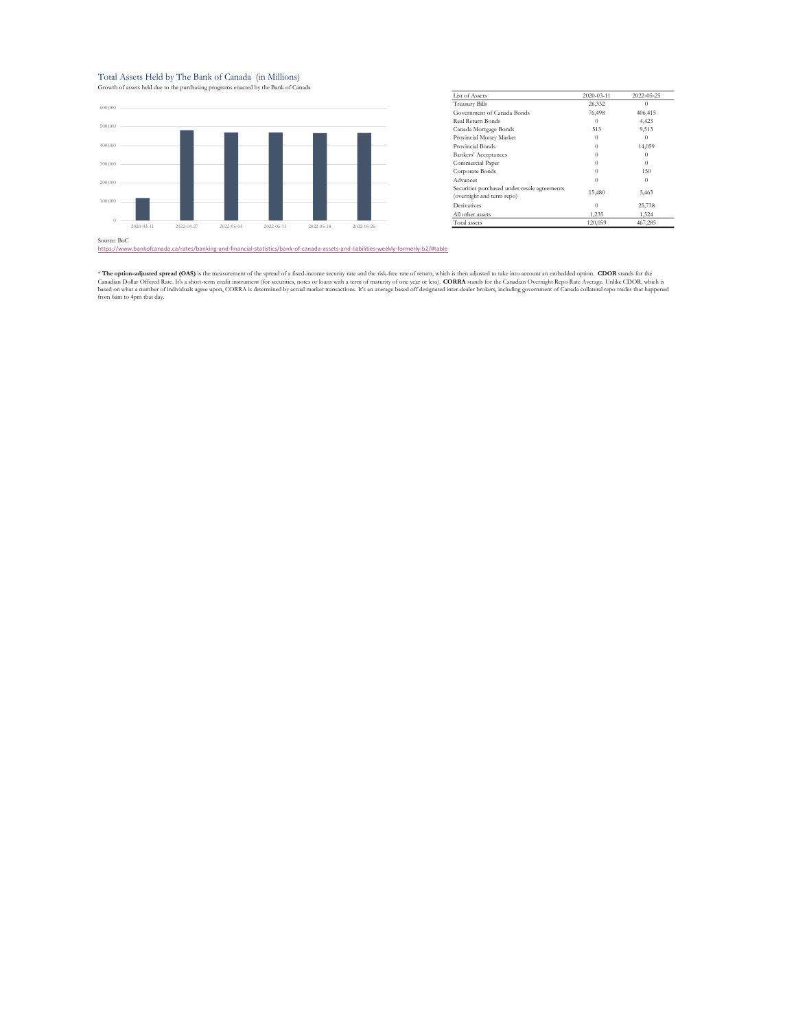Total Assets Held by The Bank of Canada (in Millions)

Growth of assets held due to the purchasing programs enacted by the Bank of Canada

600,000
500,000
400,000
300,000
200,000
100,000
0

2020-03-11
2022-04-27
2022-05-04
2022-05-11
2022-05-18
2022-05-25

| List of Assets | 2020-03-11 | 2022-05-25 |
|---|---|---|
| Treasury Bills | 26,332 | 0 |
| Government of Canada Bonds | 76,498 | 406,415 |
| Real Return Bonds | 0 | 4,423 |
| Canada Mortgage Bonds | 513 | 9,513 |
| Provincial Money Market | 0 | 0 |
| Provincial Bonds | 0 | 14,059 |
| Bankers' Acceptances | 0 | 0 |
| Commercial Paper | 0 | 0 |
| Corporate Bonds | 0 | 150 |
| Advances | 0 | 0 |
| Securities purchased under resale agreements (overnight and term repo) | 15,480 | 5,463 |
| Derivatives | 0 | 25,738 |
| All other assets | 1,235 | 1,524 |
| Total assets | 120,059 | 467,285 |

Source: BoC
https://www.bankofcanada.ca/rates/banking-and-financial-statistics/bank-of-canada-assets-and-liabilities-weekly-formerly-b2/#table

* **The option-adjusted spread (OAS)** is the measurement of the spread of a fixed-income security rate and the risk-free rate of return, which is then adjusted to take into account an embedded option. **CDOR** stands for the Canadian Dollar Offered Rate. It's a short-term credit instrument (for securities, notes or loans with a term of maturity of one year or less). **CORRA** stands for the Canadian Overnight Repo Rate Average. Unlike CDOR, which is based on what a number of individuals agree upon, CORRA is determined by actual market transactions. It's an average based off designated inter-dealer brokers, including government of Canada collateral repo trades that happened from 6am to 4pm that day.